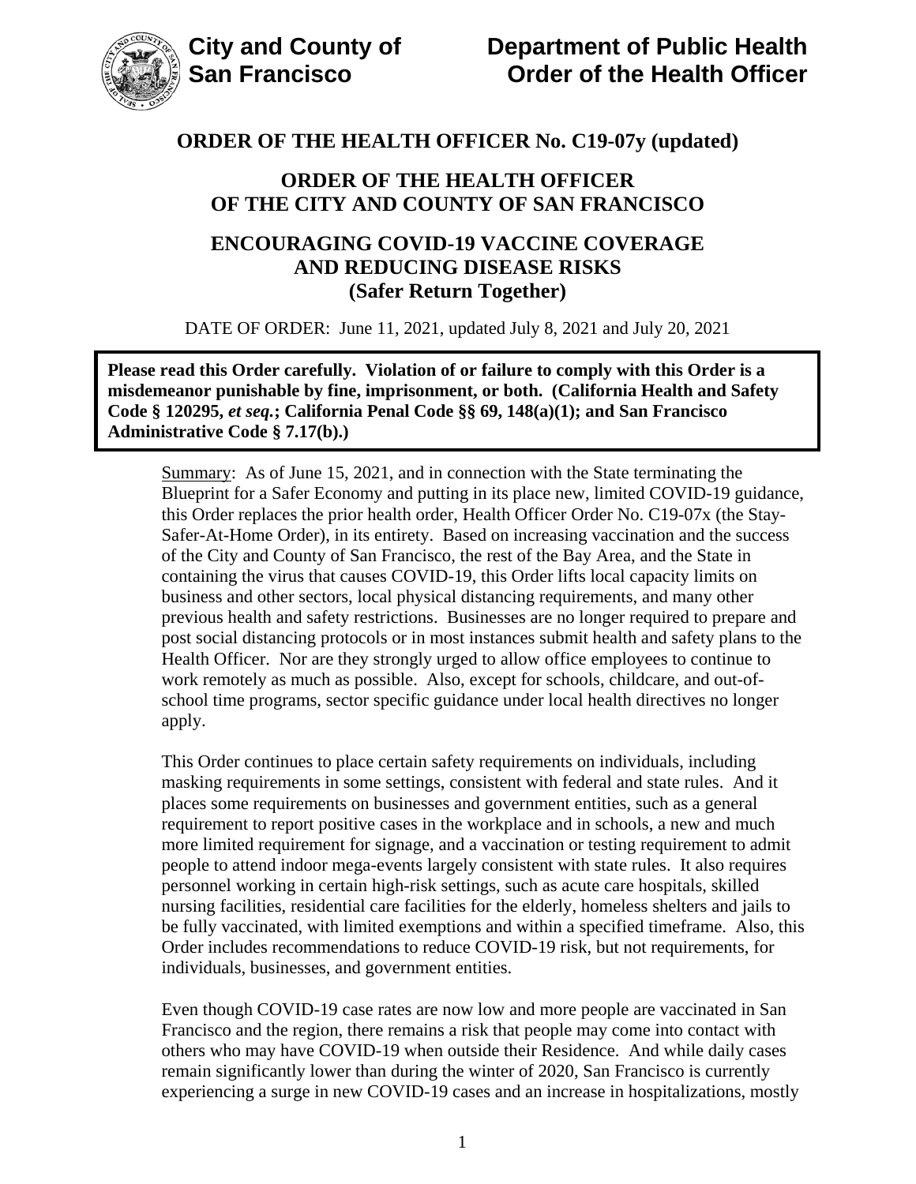**City and County of San Francisco**

**Department of Public Health**
**Order of the Health Officer**

# ORDER OF THE HEALTH OFFICER No. C19-07y (updated)

## ORDER OF THE HEALTH OFFICER OF THE CITY AND COUNTY OF SAN FRANCISCO

## ENCOURAGING COVID-19 VACCINE COVERAGE AND REDUCING DISEASE RISKS (Safer Return Together)

DATE OF ORDER: June 11, 2021, updated July 8, 2021 and July 20, 2021

**Please read this Order carefully. Violation of or failure to comply with this Order is a misdemeanor punishable by fine, imprisonment, or both. (California Health and Safety Code § 120295, *et seq.*; California Penal Code §§ 69, 148(a)(1); and San Francisco Administrative Code § 7.17(b).)**

Summary: As of June 15, 2021, and in connection with the State terminating the Blueprint for a Safer Economy and putting in its place new, limited COVID-19 guidance, this Order replaces the prior health order, Health Officer Order No. C19-07x (the Stay-Safer-At-Home Order), in its entirety. Based on increasing vaccination and the success of the City and County of San Francisco, the rest of the Bay Area, and the State in containing the virus that causes COVID-19, this Order lifts local capacity limits on business and other sectors, local physical distancing requirements, and many other previous health and safety restrictions. Businesses are no longer required to prepare and post social distancing protocols or in most instances submit health and safety plans to the Health Officer. Nor are they strongly urged to allow office employees to continue to work remotely as much as possible. Also, except for schools, childcare, and out-of-school time programs, sector specific guidance under local health directives no longer apply.

This Order continues to place certain safety requirements on individuals, including masking requirements in some settings, consistent with federal and state rules. And it places some requirements on businesses and government entities, such as a general requirement to report positive cases in the workplace and in schools, a new and much more limited requirement for signage, and a vaccination or testing requirement to admit people to attend indoor mega-events largely consistent with state rules. It also requires personnel working in certain high-risk settings, such as acute care hospitals, skilled nursing facilities, residential care facilities for the elderly, homeless shelters and jails to be fully vaccinated, with limited exemptions and within a specified timeframe. Also, this Order includes recommendations to reduce COVID-19 risk, but not requirements, for individuals, businesses, and government entities.

Even though COVID-19 case rates are now low and more people are vaccinated in San Francisco and the region, there remains a risk that people may come into contact with others who may have COVID-19 when outside their Residence. And while daily cases remain significantly lower than during the winter of 2020, San Francisco is currently experiencing a surge in new COVID-19 cases and an increase in hospitalizations, mostly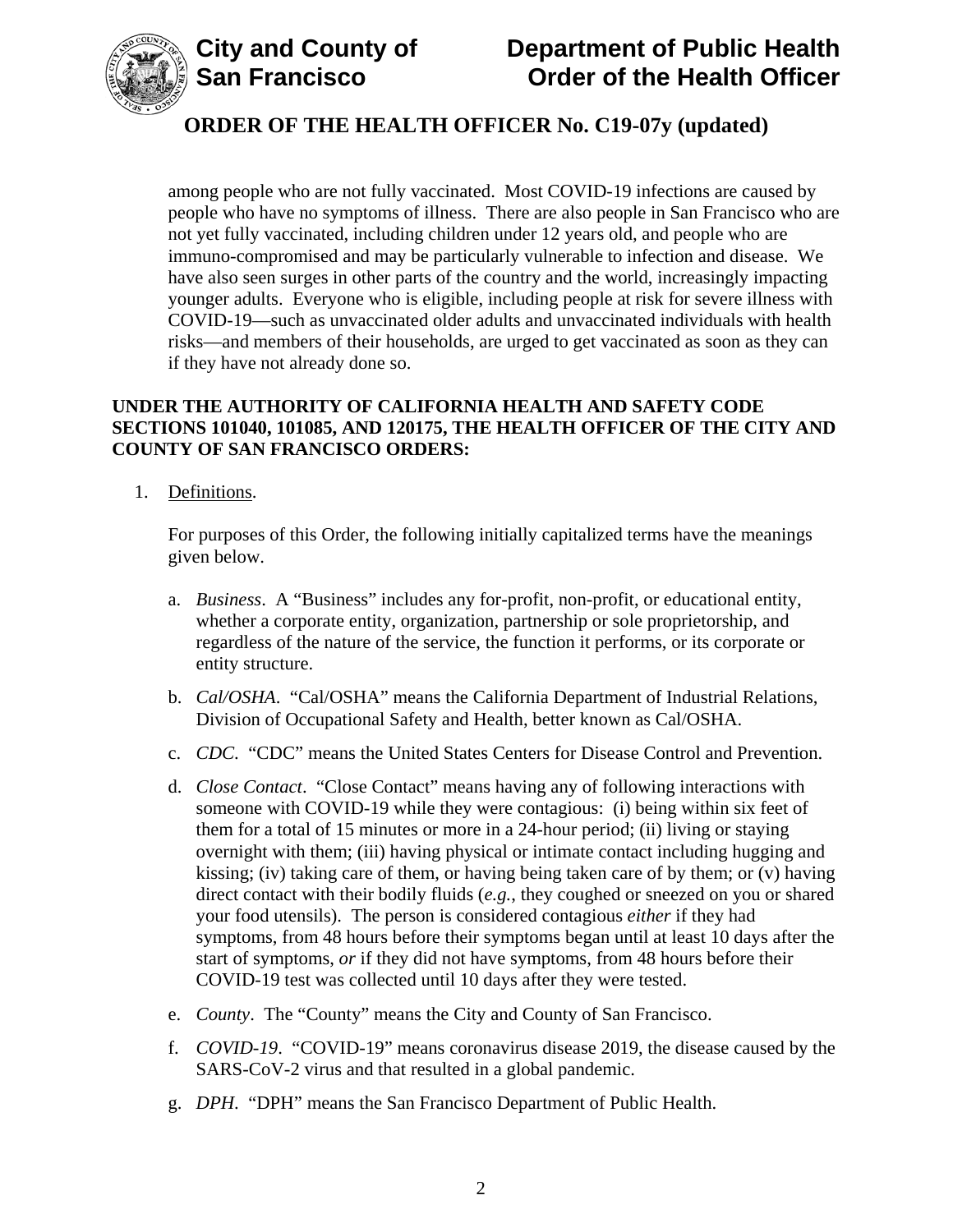among people who are not fully vaccinated. Most COVID-19 infections are caused by people who have no symptoms of illness. There are also people in San Francisco who are not yet fully vaccinated, including children under 12 years old, and people who are immuno-compromised and may be particularly vulnerable to infection and disease. We have also seen surges in other parts of the country and the world, increasingly impacting younger adults. Everyone who is eligible, including people at risk for severe illness with COVID-19—such as unvaccinated older adults and unvaccinated individuals with health risks—and members of their households, are urged to get vaccinated as soon as they can if they have not already done so.

**UNDER THE AUTHORITY OF CALIFORNIA HEALTH AND SAFETY CODE SECTIONS 101040, 101085, AND 120175, THE HEALTH OFFICER OF THE CITY AND COUNTY OF SAN FRANCISCO ORDERS:**

1. Definitions.

   For purposes of this Order, the following initially capitalized terms have the meanings given below.

   a. *Business*. A "Business" includes any for-profit, non-profit, or educational entity, whether a corporate entity, organization, partnership or sole proprietorship, and regardless of the nature of the service, the function it performs, or its corporate or entity structure.

   b. *Cal/OSHA*. "Cal/OSHA" means the California Department of Industrial Relations, Division of Occupational Safety and Health, better known as Cal/OSHA.

   c. *CDC*. "CDC" means the United States Centers for Disease Control and Prevention.

   d. *Close Contact*. "Close Contact" means having any of following interactions with someone with COVID-19 while they were contagious: (i) being within six feet of them for a total of 15 minutes or more in a 24-hour period; (ii) living or staying overnight with them; (iii) having physical or intimate contact including hugging and kissing; (iv) taking care of them, or having being taken care of by them; or (v) having direct contact with their bodily fluids (*e.g.*, they coughed or sneezed on you or shared your food utensils). The person is considered contagious *either* if they had symptoms, from 48 hours before their symptoms began until at least 10 days after the start of symptoms, *or* if they did not have symptoms, from 48 hours before their COVID-19 test was collected until 10 days after they were tested.

   e. *County*. The "County" means the City and County of San Francisco.

   f. *COVID-19*. "COVID-19" means coronavirus disease 2019, the disease caused by the SARS-CoV-2 virus and that resulted in a global pandemic.

   g. *DPH*. "DPH" means the San Francisco Department of Public Health.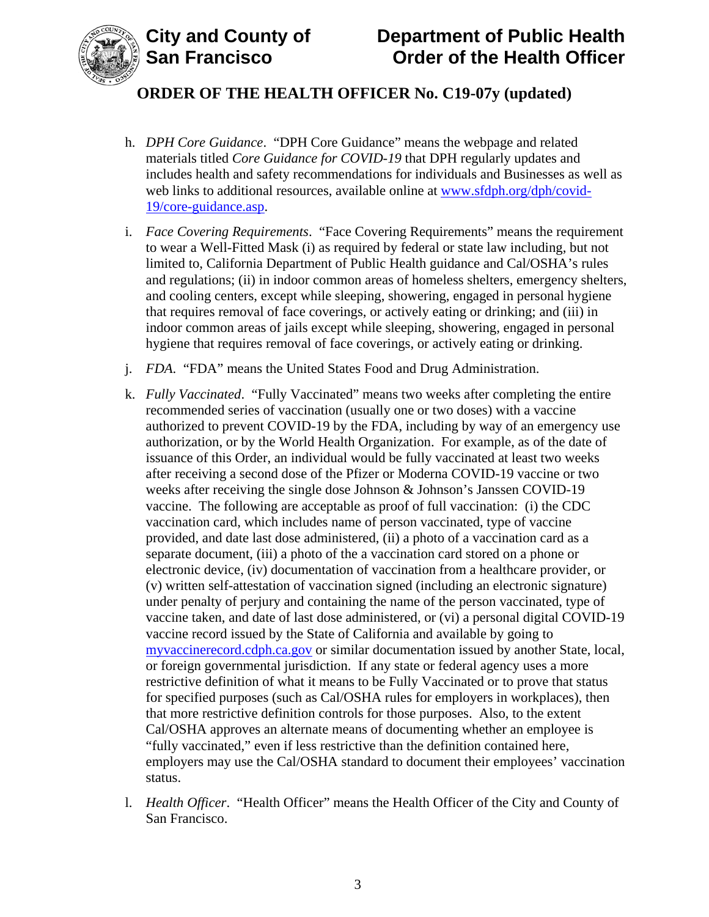h. *DPH Core Guidance*. "DPH Core Guidance" means the webpage and related materials titled *Core Guidance for COVID-19* that DPH regularly updates and includes health and safety recommendations for individuals and Businesses as well as web links to additional resources, available online at [www.sfdph.org/dph/covid-19/core-guidance.asp](www.sfdph.org/dph/covid-19/core-guidance.asp).

i. *Face Covering Requirements*. "Face Covering Requirements" means the requirement to wear a Well-Fitted Mask (i) as required by federal or state law including, but not limited to, California Department of Public Health guidance and Cal/OSHA's rules and regulations; (ii) in indoor common areas of homeless shelters, emergency shelters, and cooling centers, except while sleeping, showering, engaged in personal hygiene that requires removal of face coverings, or actively eating or drinking; and (iii) in indoor common areas of jails except while sleeping, showering, engaged in personal hygiene that requires removal of face coverings, or actively eating or drinking.

j. *FDA*. "FDA" means the United States Food and Drug Administration.

k. *Fully Vaccinated*. "Fully Vaccinated" means two weeks after completing the entire recommended series of vaccination (usually one or two doses) with a vaccine authorized to prevent COVID-19 by the FDA, including by way of an emergency use authorization, or by the World Health Organization. For example, as of the date of issuance of this Order, an individual would be fully vaccinated at least two weeks after receiving a second dose of the Pfizer or Moderna COVID-19 vaccine or two weeks after receiving the single dose Johnson & Johnson's Janssen COVID-19 vaccine. The following are acceptable as proof of full vaccination: (i) the CDC vaccination card, which includes name of person vaccinated, type of vaccine provided, and date last dose administered, (ii) a photo of a vaccination card as a separate document, (iii) a photo of the a vaccination card stored on a phone or electronic device, (iv) documentation of vaccination from a healthcare provider, or (v) written self-attestation of vaccination signed (including an electronic signature) under penalty of perjury and containing the name of the person vaccinated, type of vaccine taken, and date of last dose administered, or (vi) a personal digital COVID-19 vaccine record issued by the State of California and available by going to [myvaccinerecord.cdph.ca.gov](myvaccinerecord.cdph.ca.gov) or similar documentation issued by another State, local, or foreign governmental jurisdiction. If any state or federal agency uses a more restrictive definition of what it means to be Fully Vaccinated or to prove that status for specified purposes (such as Cal/OSHA rules for employers in workplaces), then that more restrictive definition controls for those purposes. Also, to the extent Cal/OSHA approves an alternate means of documenting whether an employee is "fully vaccinated," even if less restrictive than the definition contained here, employers may use the Cal/OSHA standard to document their employees' vaccination status.

l. *Health Officer*. "Health Officer" means the Health Officer of the City and County of San Francisco.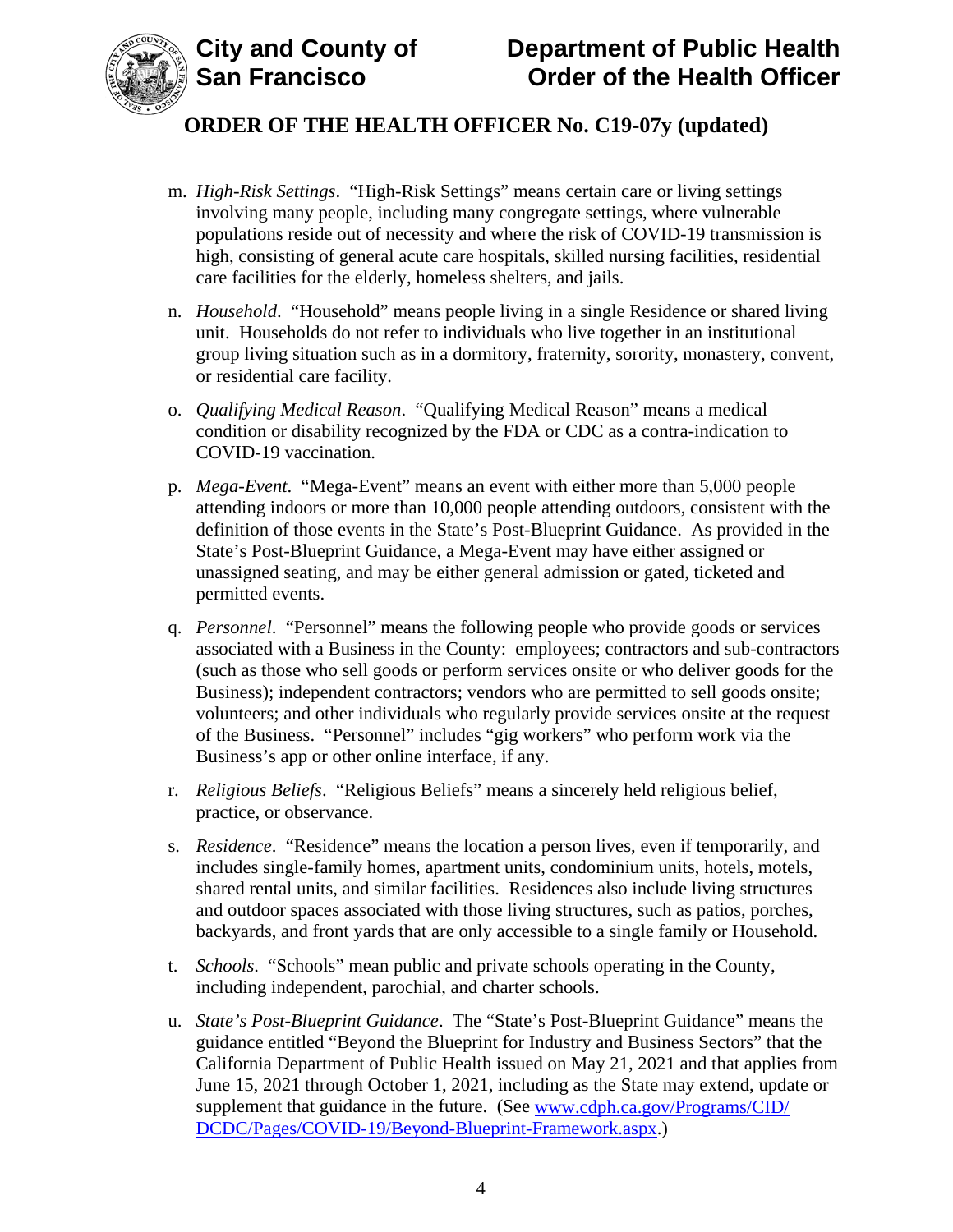m. *High-Risk Settings*. "High-Risk Settings" means certain care or living settings involving many people, including many congregate settings, where vulnerable populations reside out of necessity and where the risk of COVID-19 transmission is high, consisting of general acute care hospitals, skilled nursing facilities, residential care facilities for the elderly, homeless shelters, and jails.

n. *Household*. "Household" means people living in a single Residence or shared living unit. Households do not refer to individuals who live together in an institutional group living situation such as in a dormitory, fraternity, sorority, monastery, convent, or residential care facility.

o. *Qualifying Medical Reason*. "Qualifying Medical Reason" means a medical condition or disability recognized by the FDA or CDC as a contra-indication to COVID-19 vaccination.

p. *Mega-Event*. "Mega-Event" means an event with either more than 5,000 people attending indoors or more than 10,000 people attending outdoors, consistent with the definition of those events in the State's Post-Blueprint Guidance. As provided in the State's Post-Blueprint Guidance, a Mega-Event may have either assigned or unassigned seating, and may be either general admission or gated, ticketed and permitted events.

q. *Personnel*. "Personnel" means the following people who provide goods or services associated with a Business in the County: employees; contractors and sub-contractors (such as those who sell goods or perform services onsite or who deliver goods for the Business); independent contractors; vendors who are permitted to sell goods onsite; volunteers; and other individuals who regularly provide services onsite at the request of the Business. "Personnel" includes "gig workers" who perform work via the Business's app or other online interface, if any.

r. *Religious Beliefs*. "Religious Beliefs" means a sincerely held religious belief, practice, or observance.

s. *Residence*. "Residence" means the location a person lives, even if temporarily, and includes single-family homes, apartment units, condominium units, hotels, motels, shared rental units, and similar facilities. Residences also include living structures and outdoor spaces associated with those living structures, such as patios, porches, backyards, and front yards that are only accessible to a single family or Household.

t. *Schools*. "Schools" mean public and private schools operating in the County, including independent, parochial, and charter schools.

u. *State's Post-Blueprint Guidance*. The "State's Post-Blueprint Guidance" means the guidance entitled "Beyond the Blueprint for Industry and Business Sectors" that the California Department of Public Health issued on May 21, 2021 and that applies from June 15, 2021 through October 1, 2021, including as the State may extend, update or supplement that guidance in the future. (See [www.cdph.ca.gov/Programs/CID/DCDC/Pages/COVID-19/Beyond-Blueprint-Framework.aspx](www.cdph.ca.gov/Programs/CID/DCDC/Pages/COVID-19/Beyond-Blueprint-Framework.aspx).)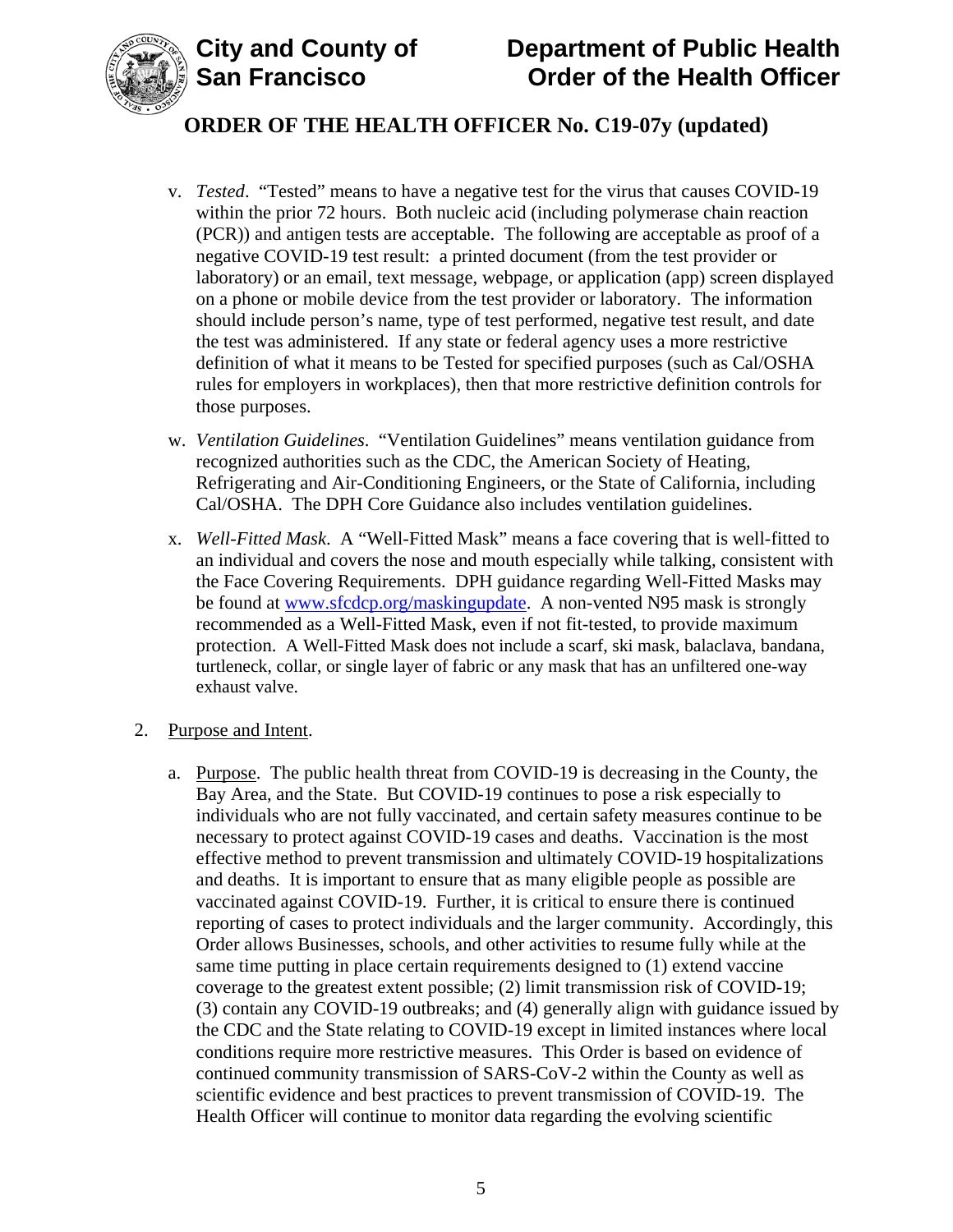v. *Tested*. "Tested" means to have a negative test for the virus that causes COVID-19 within the prior 72 hours. Both nucleic acid (including polymerase chain reaction (PCR)) and antigen tests are acceptable. The following are acceptable as proof of a negative COVID-19 test result: a printed document (from the test provider or laboratory) or an email, text message, webpage, or application (app) screen displayed on a phone or mobile device from the test provider or laboratory. The information should include person's name, type of test performed, negative test result, and date the test was administered. If any state or federal agency uses a more restrictive definition of what it means to be Tested for specified purposes (such as Cal/OSHA rules for employers in workplaces), then that more restrictive definition controls for those purposes.

w. *Ventilation Guidelines*. "Ventilation Guidelines" means ventilation guidance from recognized authorities such as the CDC, the American Society of Heating, Refrigerating and Air-Conditioning Engineers, or the State of California, including Cal/OSHA. The DPH Core Guidance also includes ventilation guidelines.

x. *Well-Fitted Mask*. A "Well-Fitted Mask" means a face covering that is well-fitted to an individual and covers the nose and mouth especially while talking, consistent with the Face Covering Requirements. DPH guidance regarding Well-Fitted Masks may be found at [www.sfcdcp.org/maskingupdate](http://www.sfcdcp.org/maskingupdate). A non-vented N95 mask is strongly recommended as a Well-Fitted Mask, even if not fit-tested, to provide maximum protection. A Well-Fitted Mask does not include a scarf, ski mask, balaclava, bandana, turtleneck, collar, or single layer of fabric or any mask that has an unfiltered one-way exhaust valve.

2. Purpose and Intent.

   a. Purpose. The public health threat from COVID-19 is decreasing in the County, the Bay Area, and the State. But COVID-19 continues to pose a risk especially to individuals who are not fully vaccinated, and certain safety measures continue to be necessary to protect against COVID-19 cases and deaths. Vaccination is the most effective method to prevent transmission and ultimately COVID-19 hospitalizations and deaths. It is important to ensure that as many eligible people as possible are vaccinated against COVID-19. Further, it is critical to ensure there is continued reporting of cases to protect individuals and the larger community. Accordingly, this Order allows Businesses, schools, and other activities to resume fully while at the same time putting in place certain requirements designed to (1) extend vaccine coverage to the greatest extent possible; (2) limit transmission risk of COVID-19; (3) contain any COVID-19 outbreaks; and (4) generally align with guidance issued by the CDC and the State relating to COVID-19 except in limited instances where local conditions require more restrictive measures. This Order is based on evidence of continued community transmission of SARS-CoV-2 within the County as well as scientific evidence and best practices to prevent transmission of COVID-19. The Health Officer will continue to monitor data regarding the evolving scientific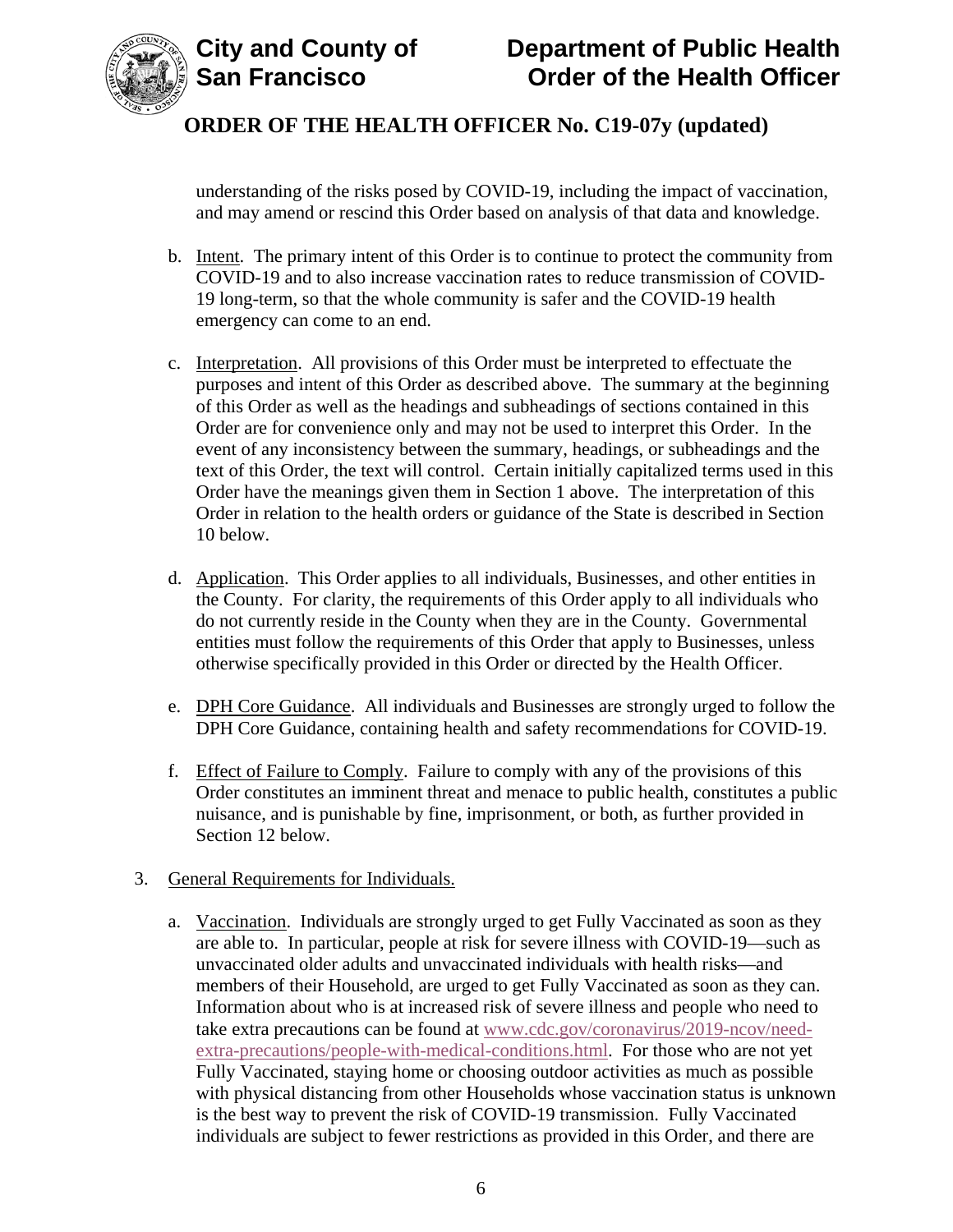understanding of the risks posed by COVID-19, including the impact of vaccination, and may amend or rescind this Order based on analysis of that data and knowledge.

b. Intent. The primary intent of this Order is to continue to protect the community from COVID-19 and to also increase vaccination rates to reduce transmission of COVID-19 long-term, so that the whole community is safer and the COVID-19 health emergency can come to an end.

c. Interpretation. All provisions of this Order must be interpreted to effectuate the purposes and intent of this Order as described above. The summary at the beginning of this Order as well as the headings and subheadings of sections contained in this Order are for convenience only and may not be used to interpret this Order. In the event of any inconsistency between the summary, headings, or subheadings and the text of this Order, the text will control. Certain initially capitalized terms used in this Order have the meanings given them in Section 1 above. The interpretation of this Order in relation to the health orders or guidance of the State is described in Section 10 below.

d. Application. This Order applies to all individuals, Businesses, and other entities in the County. For clarity, the requirements of this Order apply to all individuals who do not currently reside in the County when they are in the County. Governmental entities must follow the requirements of this Order that apply to Businesses, unless otherwise specifically provided in this Order or directed by the Health Officer.

e. DPH Core Guidance. All individuals and Businesses are strongly urged to follow the DPH Core Guidance, containing health and safety recommendations for COVID-19.

f. Effect of Failure to Comply. Failure to comply with any of the provisions of this Order constitutes an imminent threat and menace to public health, constitutes a public nuisance, and is punishable by fine, imprisonment, or both, as further provided in Section 12 below.

3. General Requirements for Individuals.

a. Vaccination. Individuals are strongly urged to get Fully Vaccinated as soon as they are able to. In particular, people at risk for severe illness with COVID-19—such as unvaccinated older adults and unvaccinated individuals with health risks—and members of their Household, are urged to get Fully Vaccinated as soon as they can. Information about who is at increased risk of severe illness and people who need to take extra precautions can be found at www.cdc.gov/coronavirus/2019-ncov/need-extra-precautions/people-with-medical-conditions.html. For those who are not yet Fully Vaccinated, staying home or choosing outdoor activities as much as possible with physical distancing from other Households whose vaccination status is unknown is the best way to prevent the risk of COVID-19 transmission. Fully Vaccinated individuals are subject to fewer restrictions as provided in this Order, and there are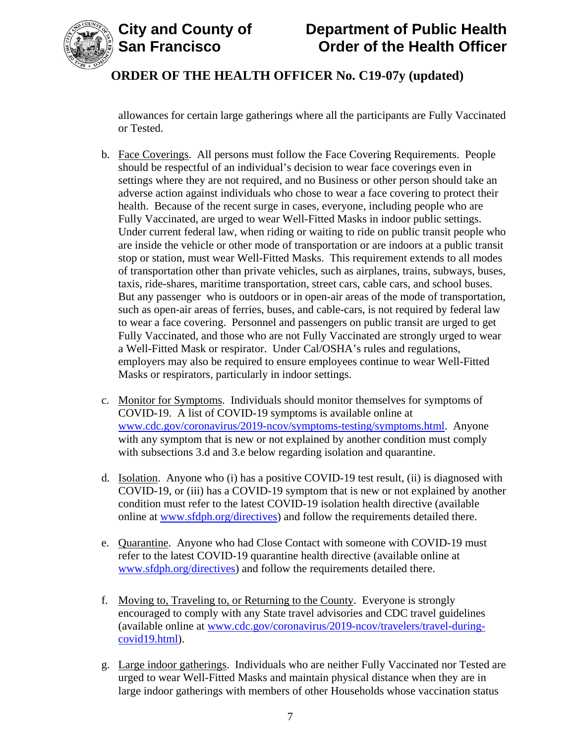allowances for certain large gatherings where all the participants are Fully Vaccinated or Tested.

b. Face Coverings. All persons must follow the Face Covering Requirements. People should be respectful of an individual's decision to wear face coverings even in settings where they are not required, and no Business or other person should take an adverse action against individuals who chose to wear a face covering to protect their health. Because of the recent surge in cases, everyone, including people who are Fully Vaccinated, are urged to wear Well-Fitted Masks in indoor public settings. Under current federal law, when riding or waiting to ride on public transit people who are inside the vehicle or other mode of transportation or are indoors at a public transit stop or station, must wear Well-Fitted Masks. This requirement extends to all modes of transportation other than private vehicles, such as airplanes, trains, subways, buses, taxis, ride-shares, maritime transportation, street cars, cable cars, and school buses. But any passenger who is outdoors or in open-air areas of the mode of transportation, such as open-air areas of ferries, buses, and cable-cars, is not required by federal law to wear a face covering. Personnel and passengers on public transit are urged to get Fully Vaccinated, and those who are not Fully Vaccinated are strongly urged to wear a Well-Fitted Mask or respirator. Under Cal/OSHA's rules and regulations, employers may also be required to ensure employees continue to wear Well-Fitted Masks or respirators, particularly in indoor settings.

c. Monitor for Symptoms. Individuals should monitor themselves for symptoms of COVID-19. A list of COVID-19 symptoms is available online at [www.cdc.gov/coronavirus/2019-ncov/symptoms-testing/symptoms.html](www.cdc.gov/coronavirus/2019-ncov/symptoms-testing/symptoms.html). Anyone with any symptom that is new or not explained by another condition must comply with subsections 3.d and 3.e below regarding isolation and quarantine.

d. Isolation. Anyone who (i) has a positive COVID-19 test result, (ii) is diagnosed with COVID-19, or (iii) has a COVID-19 symptom that is new or not explained by another condition must refer to the latest COVID-19 isolation health directive (available online at [www.sfdph.org/directives](www.sfdph.org/directives)) and follow the requirements detailed there.

e. Quarantine. Anyone who had Close Contact with someone with COVID-19 must refer to the latest COVID-19 quarantine health directive (available online at [www.sfdph.org/directives](www.sfdph.org/directives)) and follow the requirements detailed there.

f. Moving to, Traveling to, or Returning to the County. Everyone is strongly encouraged to comply with any State travel advisories and CDC travel guidelines (available online at [www.cdc.gov/coronavirus/2019-ncov/travelers/travel-during-covid19.html](www.cdc.gov/coronavirus/2019-ncov/travelers/travel-during-covid19.html)).

g. Large indoor gatherings. Individuals who are neither Fully Vaccinated nor Tested are urged to wear Well-Fitted Masks and maintain physical distance when they are in large indoor gatherings with members of other Households whose vaccination status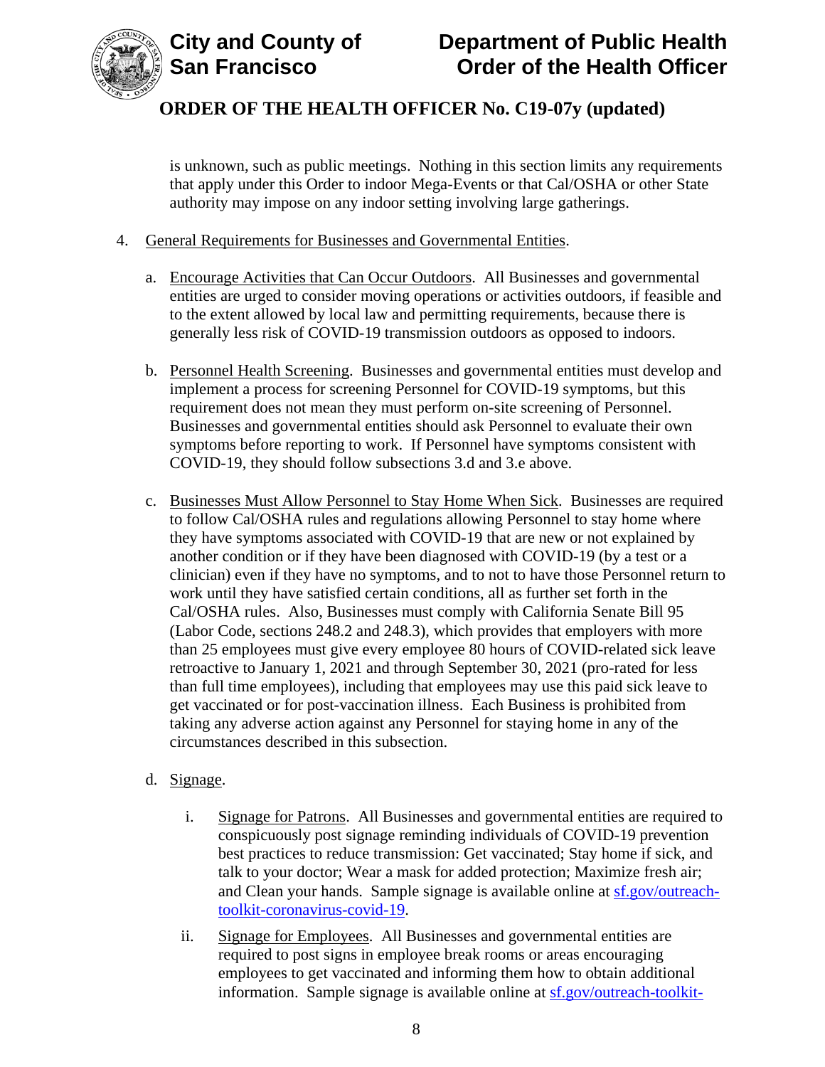is unknown, such as public meetings. Nothing in this section limits any requirements that apply under this Order to indoor Mega-Events or that Cal/OSHA or other State authority may impose on any indoor setting involving large gatherings.

4. General Requirements for Businesses and Governmental Entities.

   a. Encourage Activities that Can Occur Outdoors. All Businesses and governmental entities are urged to consider moving operations or activities outdoors, if feasible and to the extent allowed by local law and permitting requirements, because there is generally less risk of COVID-19 transmission outdoors as opposed to indoors.

   b. Personnel Health Screening. Businesses and governmental entities must develop and implement a process for screening Personnel for COVID-19 symptoms, but this requirement does not mean they must perform on-site screening of Personnel. Businesses and governmental entities should ask Personnel to evaluate their own symptoms before reporting to work. If Personnel have symptoms consistent with COVID-19, they should follow subsections 3.d and 3.e above.

   c. Businesses Must Allow Personnel to Stay Home When Sick. Businesses are required to follow Cal/OSHA rules and regulations allowing Personnel to stay home where they have symptoms associated with COVID-19 that are new or not explained by another condition or if they have been diagnosed with COVID-19 (by a test or a clinician) even if they have no symptoms, and to not to have those Personnel return to work until they have satisfied certain conditions, all as further set forth in the Cal/OSHA rules. Also, Businesses must comply with California Senate Bill 95 (Labor Code, sections 248.2 and 248.3), which provides that employers with more than 25 employees must give every employee 80 hours of COVID-related sick leave retroactive to January 1, 2021 and through September 30, 2021 (pro-rated for less than full time employees), including that employees may use this paid sick leave to get vaccinated or for post-vaccination illness. Each Business is prohibited from taking any adverse action against any Personnel for staying home in any of the circumstances described in this subsection.

   d. Signage.

      i. Signage for Patrons. All Businesses and governmental entities are required to conspicuously post signage reminding individuals of COVID-19 prevention best practices to reduce transmission: Get vaccinated; Stay home if sick, and talk to your doctor; Wear a mask for added protection; Maximize fresh air; and Clean your hands. Sample signage is available online at sf.gov/outreach-toolkit-coronavirus-covid-19.

      ii. Signage for Employees. All Businesses and governmental entities are required to post signs in employee break rooms or areas encouraging employees to get vaccinated and informing them how to obtain additional information. Sample signage is available online at sf.gov/outreach-toolkit-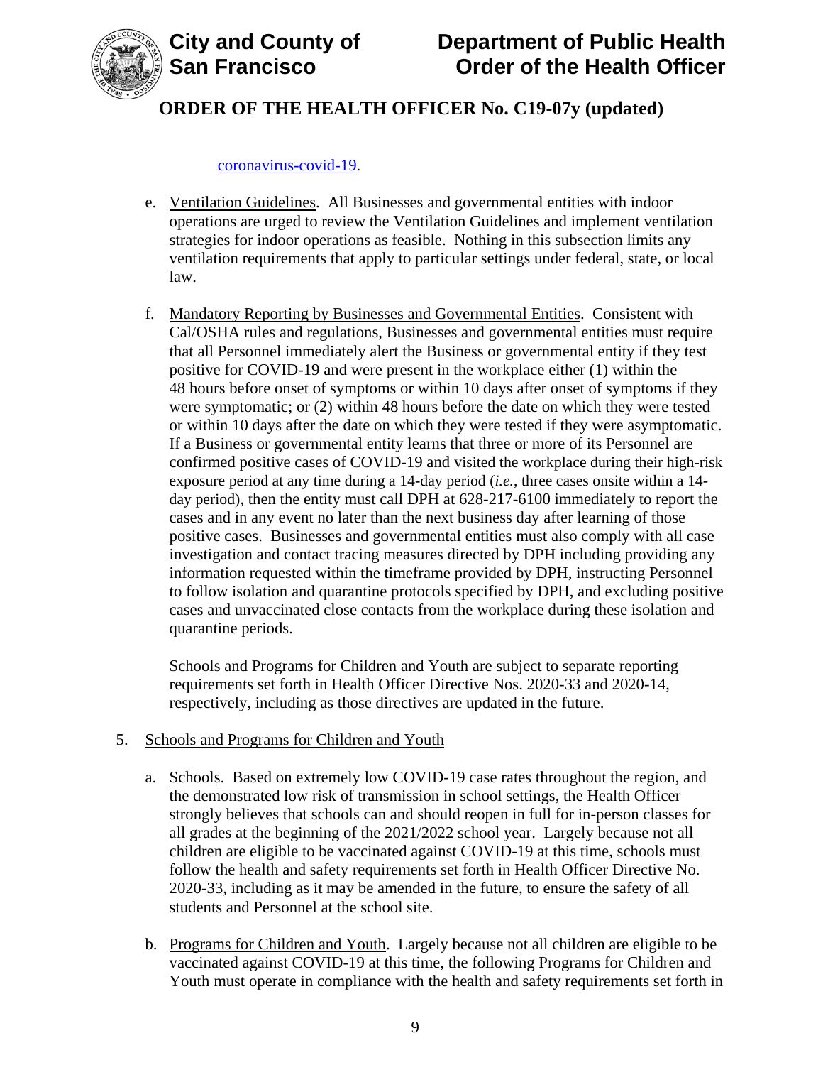coronavirus-covid-19.

e. Ventilation Guidelines. All Businesses and governmental entities with indoor operations are urged to review the Ventilation Guidelines and implement ventilation strategies for indoor operations as feasible. Nothing in this subsection limits any ventilation requirements that apply to particular settings under federal, state, or local law.

f. Mandatory Reporting by Businesses and Governmental Entities. Consistent with Cal/OSHA rules and regulations, Businesses and governmental entities must require that all Personnel immediately alert the Business or governmental entity if they test positive for COVID-19 and were present in the workplace either (1) within the 48 hours before onset of symptoms or within 10 days after onset of symptoms if they were symptomatic; or (2) within 48 hours before the date on which they were tested or within 10 days after the date on which they were tested if they were asymptomatic. If a Business or governmental entity learns that three or more of its Personnel are confirmed positive cases of COVID-19 and visited the workplace during their high-risk exposure period at any time during a 14-day period (*i.e.*, three cases onsite within a 14-day period), then the entity must call DPH at 628-217-6100 immediately to report the cases and in any event no later than the next business day after learning of those positive cases. Businesses and governmental entities must also comply with all case investigation and contact tracing measures directed by DPH including providing any information requested within the timeframe provided by DPH, instructing Personnel to follow isolation and quarantine protocols specified by DPH, and excluding positive cases and unvaccinated close contacts from the workplace during these isolation and quarantine periods.

   Schools and Programs for Children and Youth are subject to separate reporting requirements set forth in Health Officer Directive Nos. 2020-33 and 2020-14, respectively, including as those directives are updated in the future.

5. Schools and Programs for Children and Youth

   a. Schools. Based on extremely low COVID-19 case rates throughout the region, and the demonstrated low risk of transmission in school settings, the Health Officer strongly believes that schools can and should reopen in full for in-person classes for all grades at the beginning of the 2021/2022 school year. Largely because not all children are eligible to be vaccinated against COVID-19 at this time, schools must follow the health and safety requirements set forth in Health Officer Directive No. 2020-33, including as it may be amended in the future, to ensure the safety of all students and Personnel at the school site.

   b. Programs for Children and Youth. Largely because not all children are eligible to be vaccinated against COVID-19 at this time, the following Programs for Children and Youth must operate in compliance with the health and safety requirements set forth in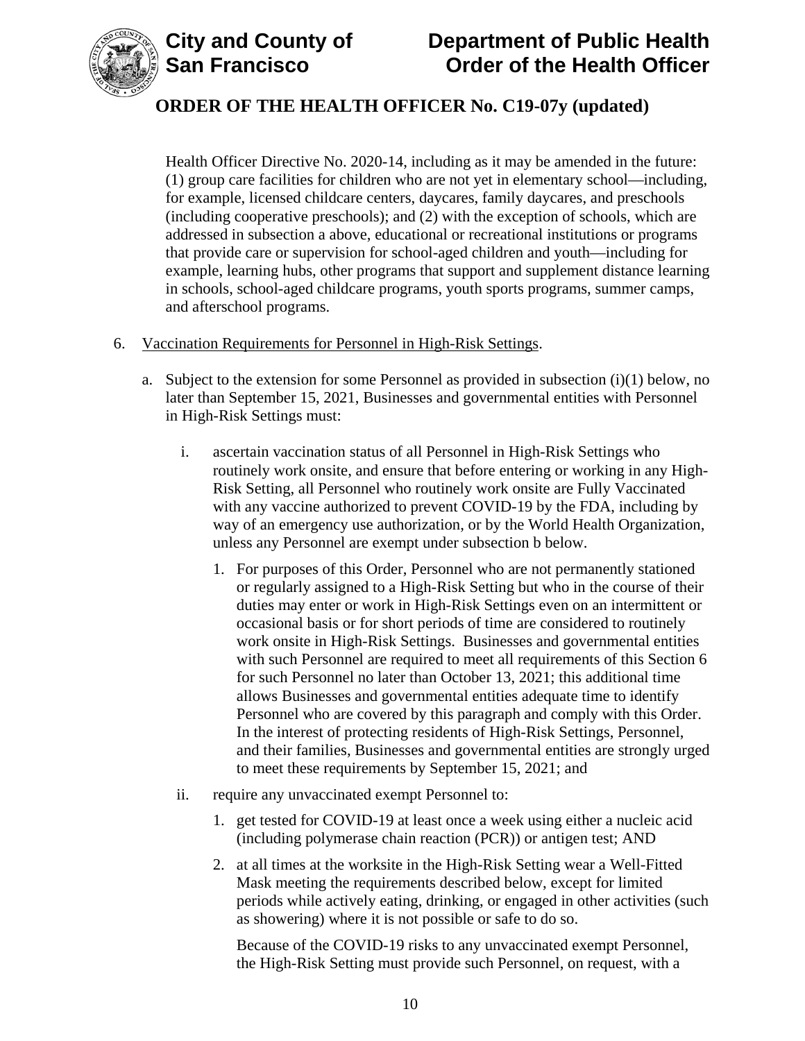Health Officer Directive No. 2020-14, including as it may be amended in the future: (1) group care facilities for children who are not yet in elementary school—including, for example, licensed childcare centers, daycares, family daycares, and preschools (including cooperative preschools); and (2) with the exception of schools, which are addressed in subsection a above, educational or recreational institutions or programs that provide care or supervision for school-aged children and youth—including for example, learning hubs, other programs that support and supplement distance learning in schools, school-aged childcare programs, youth sports programs, summer camps, and afterschool programs.

6. <u>Vaccination Requirements for Personnel in High-Risk Settings</u>.

   a. Subject to the extension for some Personnel as provided in subsection (i)(1) below, no later than September 15, 2021, Businesses and governmental entities with Personnel in High-Risk Settings must:

      i. ascertain vaccination status of all Personnel in High-Risk Settings who routinely work onsite, and ensure that before entering or working in any High-Risk Setting, all Personnel who routinely work onsite are Fully Vaccinated with any vaccine authorized to prevent COVID-19 by the FDA, including by way of an emergency use authorization, or by the World Health Organization, unless any Personnel are exempt under subsection b below.

         1. For purposes of this Order, Personnel who are not permanently stationed or regularly assigned to a High-Risk Setting but who in the course of their duties may enter or work in High-Risk Settings even on an intermittent or occasional basis or for short periods of time are considered to routinely work onsite in High-Risk Settings. Businesses and governmental entities with such Personnel are required to meet all requirements of this Section 6 for such Personnel no later than October 13, 2021; this additional time allows Businesses and governmental entities adequate time to identify Personnel who are covered by this paragraph and comply with this Order. In the interest of protecting residents of High-Risk Settings, Personnel, and their families, Businesses and governmental entities are strongly urged to meet these requirements by September 15, 2021; and

      ii. require any unvaccinated exempt Personnel to:

         1. get tested for COVID-19 at least once a week using either a nucleic acid (including polymerase chain reaction (PCR)) or antigen test; AND

         2. at all times at the worksite in the High-Risk Setting wear a Well-Fitted Mask meeting the requirements described below, except for limited periods while actively eating, drinking, or engaged in other activities (such as showering) where it is not possible or safe to do so.

         Because of the COVID-19 risks to any unvaccinated exempt Personnel, the High-Risk Setting must provide such Personnel, on request, with a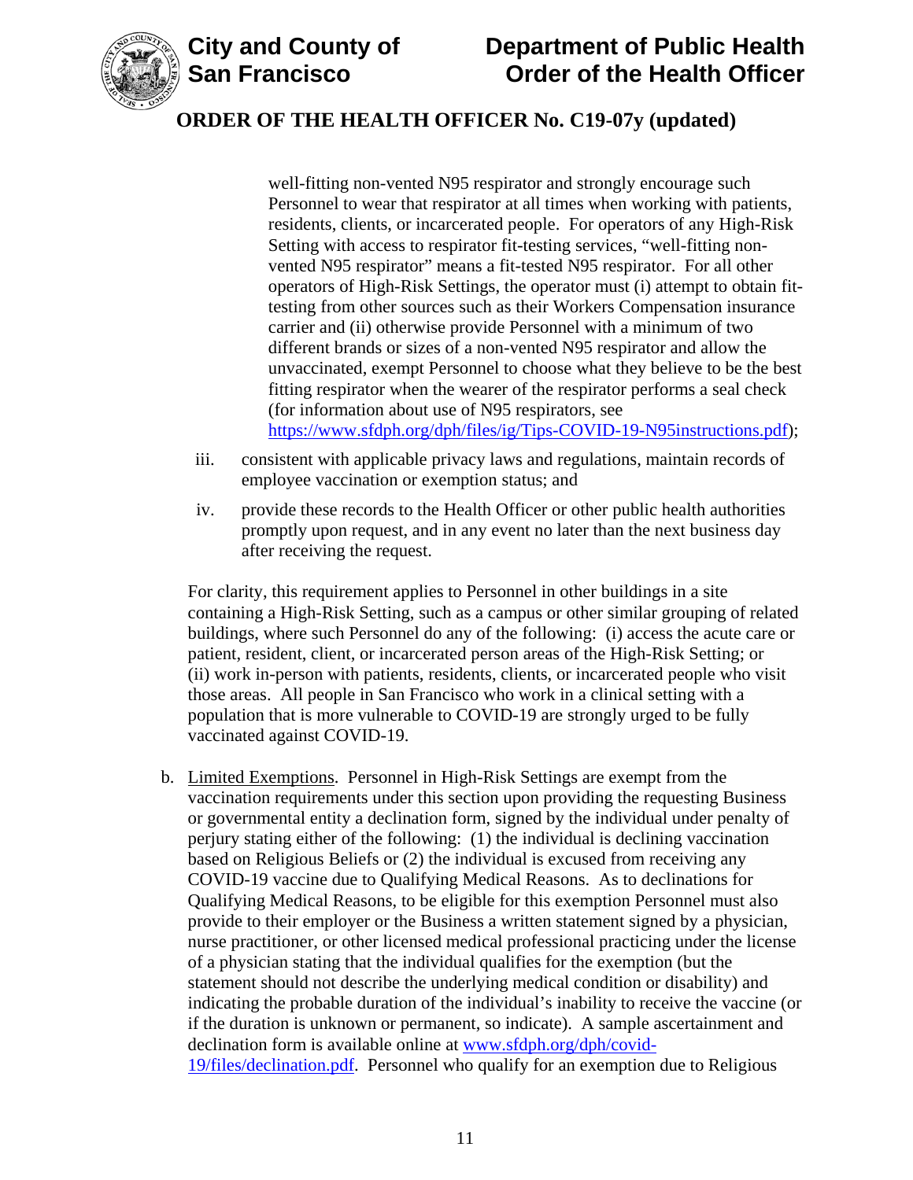well-fitting non-vented N95 respirator and strongly encourage such Personnel to wear that respirator at all times when working with patients, residents, clients, or incarcerated people. For operators of any High-Risk Setting with access to respirator fit-testing services, "well-fitting non-vented N95 respirator" means a fit-tested N95 respirator. For all other operators of High-Risk Settings, the operator must (i) attempt to obtain fit-testing from other sources such as their Workers Compensation insurance carrier and (ii) otherwise provide Personnel with a minimum of two different brands or sizes of a non-vented N95 respirator and allow the unvaccinated, exempt Personnel to choose what they believe to be the best fitting respirator when the wearer of the respirator performs a seal check (for information about use of N95 respirators, see https://www.sfdph.org/dph/files/ig/Tips-COVID-19-N95instructions.pdf);

iii. consistent with applicable privacy laws and regulations, maintain records of employee vaccination or exemption status; and

iv. provide these records to the Health Officer or other public health authorities promptly upon request, and in any event no later than the next business day after receiving the request.

For clarity, this requirement applies to Personnel in other buildings in a site containing a High-Risk Setting, such as a campus or other similar grouping of related buildings, where such Personnel do any of the following: (i) access the acute care or patient, resident, client, or incarcerated person areas of the High-Risk Setting; or (ii) work in-person with patients, residents, clients, or incarcerated people who visit those areas. All people in San Francisco who work in a clinical setting with a population that is more vulnerable to COVID-19 are strongly urged to be fully vaccinated against COVID-19.

b. Limited Exemptions. Personnel in High-Risk Settings are exempt from the vaccination requirements under this section upon providing the requesting Business or governmental entity a declination form, signed by the individual under penalty of perjury stating either of the following: (1) the individual is declining vaccination based on Religious Beliefs or (2) the individual is excused from receiving any COVID-19 vaccine due to Qualifying Medical Reasons. As to declinations for Qualifying Medical Reasons, to be eligible for this exemption Personnel must also provide to their employer or the Business a written statement signed by a physician, nurse practitioner, or other licensed medical professional practicing under the license of a physician stating that the individual qualifies for the exemption (but the statement should not describe the underlying medical condition or disability) and indicating the probable duration of the individual's inability to receive the vaccine (or if the duration is unknown or permanent, so indicate). A sample ascertainment and declination form is available online at www.sfdph.org/dph/covid-19/files/declination.pdf. Personnel who qualify for an exemption due to Religious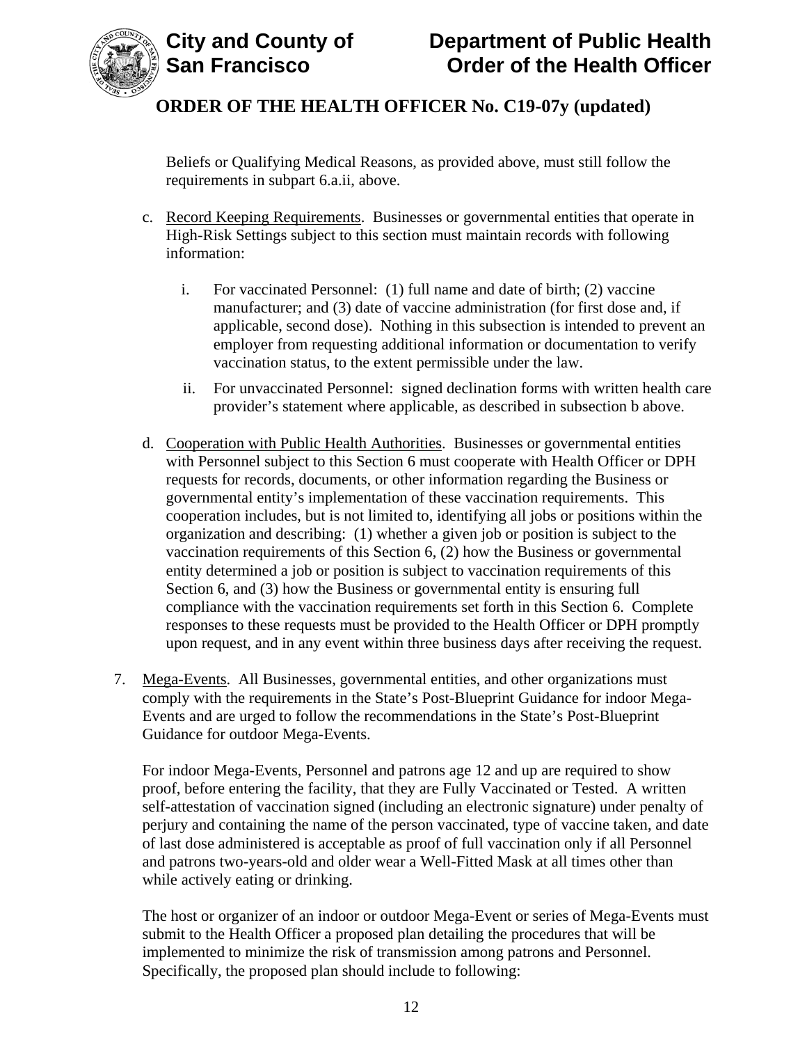Beliefs or Qualifying Medical Reasons, as provided above, must still follow the requirements in subpart 6.a.ii, above.

c. Record Keeping Requirements. Businesses or governmental entities that operate in High-Risk Settings subject to this section must maintain records with following information:

   i. For vaccinated Personnel: (1) full name and date of birth; (2) vaccine manufacturer; and (3) date of vaccine administration (for first dose and, if applicable, second dose). Nothing in this subsection is intended to prevent an employer from requesting additional information or documentation to verify vaccination status, to the extent permissible under the law.

   ii. For unvaccinated Personnel: signed declination forms with written health care provider's statement where applicable, as described in subsection b above.

d. Cooperation with Public Health Authorities. Businesses or governmental entities with Personnel subject to this Section 6 must cooperate with Health Officer or DPH requests for records, documents, or other information regarding the Business or governmental entity's implementation of these vaccination requirements. This cooperation includes, but is not limited to, identifying all jobs or positions within the organization and describing: (1) whether a given job or position is subject to the vaccination requirements of this Section 6, (2) how the Business or governmental entity determined a job or position is subject to vaccination requirements of this Section 6, and (3) how the Business or governmental entity is ensuring full compliance with the vaccination requirements set forth in this Section 6. Complete responses to these requests must be provided to the Health Officer or DPH promptly upon request, and in any event within three business days after receiving the request.

7. Mega-Events. All Businesses, governmental entities, and other organizations must comply with the requirements in the State's Post-Blueprint Guidance for indoor Mega-Events and are urged to follow the recommendations in the State's Post-Blueprint Guidance for outdoor Mega-Events.

   For indoor Mega-Events, Personnel and patrons age 12 and up are required to show proof, before entering the facility, that they are Fully Vaccinated or Tested. A written self-attestation of vaccination signed (including an electronic signature) under penalty of perjury and containing the name of the person vaccinated, type of vaccine taken, and date of last dose administered is acceptable as proof of full vaccination only if all Personnel and patrons two-years-old and older wear a Well-Fitted Mask at all times other than while actively eating or drinking.

   The host or organizer of an indoor or outdoor Mega-Event or series of Mega-Events must submit to the Health Officer a proposed plan detailing the procedures that will be implemented to minimize the risk of transmission among patrons and Personnel. Specifically, the proposed plan should include to following: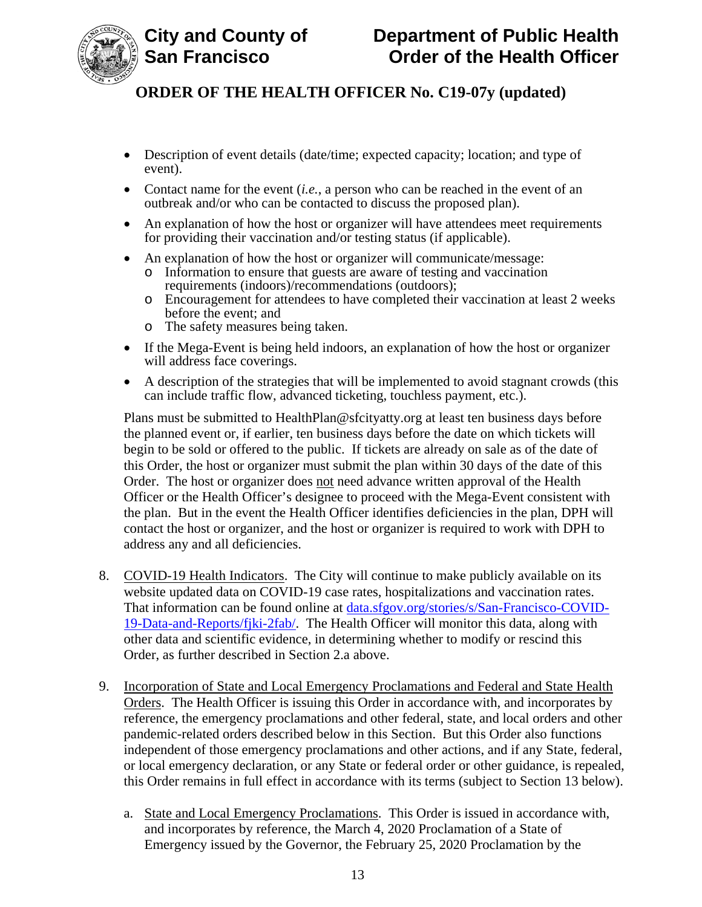- Description of event details (date/time; expected capacity; location; and type of event).
- Contact name for the event (*i.e.*, a person who can be reached in the event of an outbreak and/or who can be contacted to discuss the proposed plan).
- An explanation of how the host or organizer will have attendees meet requirements for providing their vaccination and/or testing status (if applicable).
- An explanation of how the host or organizer will communicate/message:
  - Information to ensure that guests are aware of testing and vaccination requirements (indoors)/recommendations (outdoors);
  - Encouragement for attendees to have completed their vaccination at least 2 weeks before the event; and
  - The safety measures being taken.
- If the Mega-Event is being held indoors, an explanation of how the host or organizer will address face coverings.
- A description of the strategies that will be implemented to avoid stagnant crowds (this can include traffic flow, advanced ticketing, touchless payment, etc.).

Plans must be submitted to HealthPlan@sfcityatty.org at least ten business days before the planned event or, if earlier, ten business days before the date on which tickets will begin to be sold or offered to the public. If tickets are already on sale as of the date of this Order, the host or organizer must submit the plan within 30 days of the date of this Order. The host or organizer does not need advance written approval of the Health Officer or the Health Officer's designee to proceed with the Mega-Event consistent with the plan. But in the event the Health Officer identifies deficiencies in the plan, DPH will contact the host or organizer, and the host or organizer is required to work with DPH to address any and all deficiencies.

8. COVID-19 Health Indicators. The City will continue to make publicly available on its website updated data on COVID-19 case rates, hospitalizations and vaccination rates. That information can be found online at [data.sfgov.org/stories/s/San-Francisco-COVID-19-Data-and-Reports/fjki-2fab/](data.sfgov.org/stories/s/San-Francisco-COVID-19-Data-and-Reports/fjki-2fab/). The Health Officer will monitor this data, along with other data and scientific evidence, in determining whether to modify or rescind this Order, as further described in Section 2.a above.

9. Incorporation of State and Local Emergency Proclamations and Federal and State Health Orders. The Health Officer is issuing this Order in accordance with, and incorporates by reference, the emergency proclamations and other federal, state, and local orders and other pandemic-related orders described below in this Section. But this Order also functions independent of those emergency proclamations and other actions, and if any State, federal, or local emergency declaration, or any State or federal order or other guidance, is repealed, this Order remains in full effect in accordance with its terms (subject to Section 13 below).

   a. State and Local Emergency Proclamations. This Order is issued in accordance with, and incorporates by reference, the March 4, 2020 Proclamation of a State of Emergency issued by the Governor, the February 25, 2020 Proclamation by the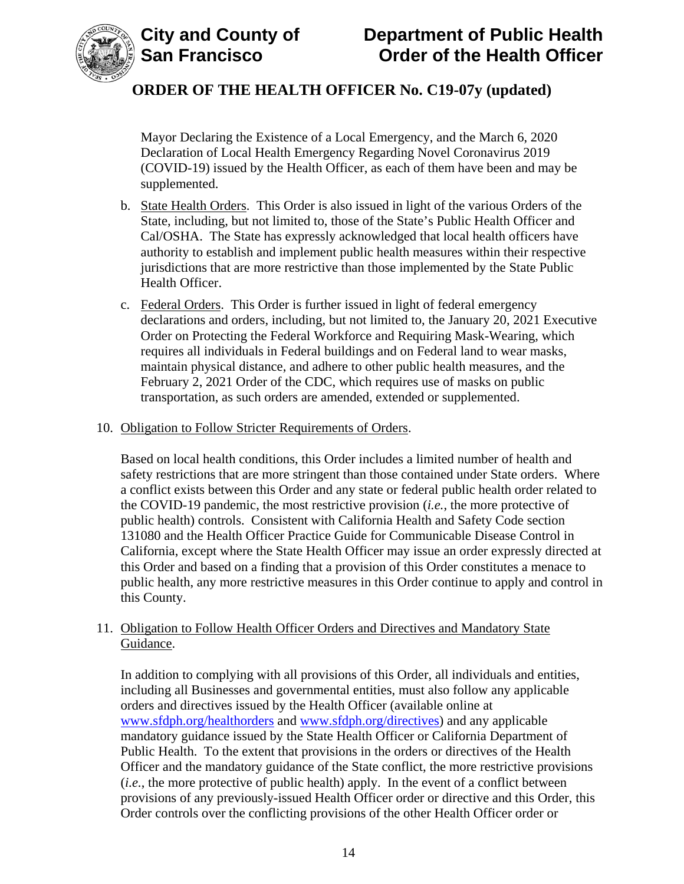Mayor Declaring the Existence of a Local Emergency, and the March 6, 2020 Declaration of Local Health Emergency Regarding Novel Coronavirus 2019 (COVID-19) issued by the Health Officer, as each of them have been and may be supplemented.

b. State Health Orders. This Order is also issued in light of the various Orders of the State, including, but not limited to, those of the State's Public Health Officer and Cal/OSHA. The State has expressly acknowledged that local health officers have authority to establish and implement public health measures within their respective jurisdictions that are more restrictive than those implemented by the State Public Health Officer.

c. Federal Orders. This Order is further issued in light of federal emergency declarations and orders, including, but not limited to, the January 20, 2021 Executive Order on Protecting the Federal Workforce and Requiring Mask-Wearing, which requires all individuals in Federal buildings and on Federal land to wear masks, maintain physical distance, and adhere to other public health measures, and the February 2, 2021 Order of the CDC, which requires use of masks on public transportation, as such orders are amended, extended or supplemented.

10. Obligation to Follow Stricter Requirements of Orders.

Based on local health conditions, this Order includes a limited number of health and safety restrictions that are more stringent than those contained under State orders. Where a conflict exists between this Order and any state or federal public health order related to the COVID-19 pandemic, the most restrictive provision (*i.e.*, the more protective of public health) controls. Consistent with California Health and Safety Code section 131080 and the Health Officer Practice Guide for Communicable Disease Control in California, except where the State Health Officer may issue an order expressly directed at this Order and based on a finding that a provision of this Order constitutes a menace to public health, any more restrictive measures in this Order continue to apply and control in this County.

11. Obligation to Follow Health Officer Orders and Directives and Mandatory State Guidance.

In addition to complying with all provisions of this Order, all individuals and entities, including all Businesses and governmental entities, must also follow any applicable orders and directives issued by the Health Officer (available online at www.sfdph.org/healthorders and www.sfdph.org/directives) and any applicable mandatory guidance issued by the State Health Officer or California Department of Public Health. To the extent that provisions in the orders or directives of the Health Officer and the mandatory guidance of the State conflict, the more restrictive provisions (*i.e.*, the more protective of public health) apply. In the event of a conflict between provisions of any previously-issued Health Officer order or directive and this Order, this Order controls over the conflicting provisions of the other Health Officer order or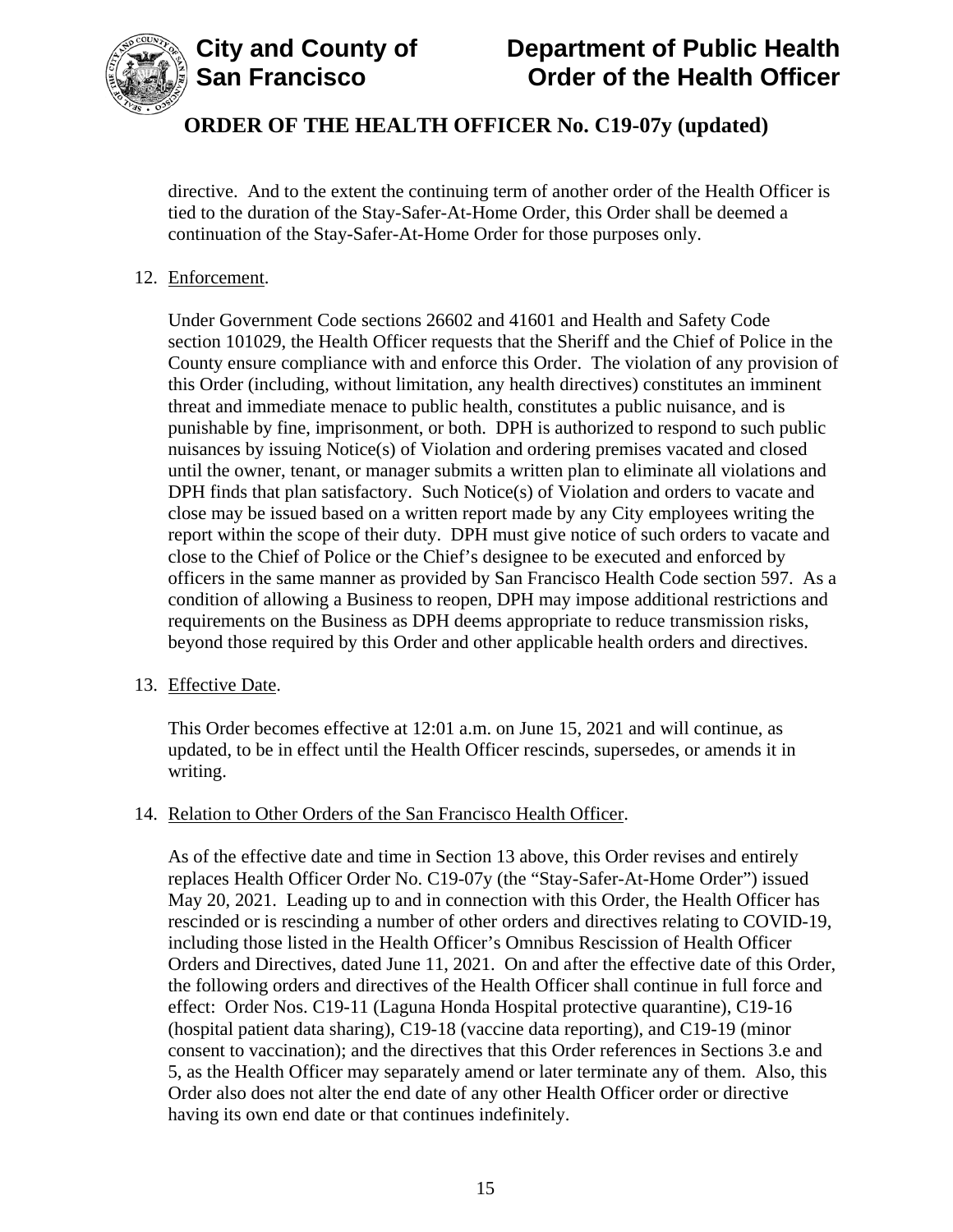directive. And to the extent the continuing term of another order of the Health Officer is tied to the duration of the Stay-Safer-At-Home Order, this Order shall be deemed a continuation of the Stay-Safer-At-Home Order for those purposes only.

12. Enforcement.

    Under Government Code sections 26602 and 41601 and Health and Safety Code section 101029, the Health Officer requests that the Sheriff and the Chief of Police in the County ensure compliance with and enforce this Order. The violation of any provision of this Order (including, without limitation, any health directives) constitutes an imminent threat and immediate menace to public health, constitutes a public nuisance, and is punishable by fine, imprisonment, or both. DPH is authorized to respond to such public nuisances by issuing Notice(s) of Violation and ordering premises vacated and closed until the owner, tenant, or manager submits a written plan to eliminate all violations and DPH finds that plan satisfactory. Such Notice(s) of Violation and orders to vacate and close may be issued based on a written report made by any City employees writing the report within the scope of their duty. DPH must give notice of such orders to vacate and close to the Chief of Police or the Chief's designee to be executed and enforced by officers in the same manner as provided by San Francisco Health Code section 597. As a condition of allowing a Business to reopen, DPH may impose additional restrictions and requirements on the Business as DPH deems appropriate to reduce transmission risks, beyond those required by this Order and other applicable health orders and directives.

13. Effective Date.

    This Order becomes effective at 12:01 a.m. on June 15, 2021 and will continue, as updated, to be in effect until the Health Officer rescinds, supersedes, or amends it in writing.

14. Relation to Other Orders of the San Francisco Health Officer.

    As of the effective date and time in Section 13 above, this Order revises and entirely replaces Health Officer Order No. C19-07y (the "Stay-Safer-At-Home Order") issued May 20, 2021. Leading up to and in connection with this Order, the Health Officer has rescinded or is rescinding a number of other orders and directives relating to COVID-19, including those listed in the Health Officer's Omnibus Rescission of Health Officer Orders and Directives, dated June 11, 2021. On and after the effective date of this Order, the following orders and directives of the Health Officer shall continue in full force and effect: Order Nos. C19-11 (Laguna Honda Hospital protective quarantine), C19-16 (hospital patient data sharing), C19-18 (vaccine data reporting), and C19-19 (minor consent to vaccination); and the directives that this Order references in Sections 3.e and 5, as the Health Officer may separately amend or later terminate any of them. Also, this Order also does not alter the end date of any other Health Officer order or directive having its own end date or that continues indefinitely.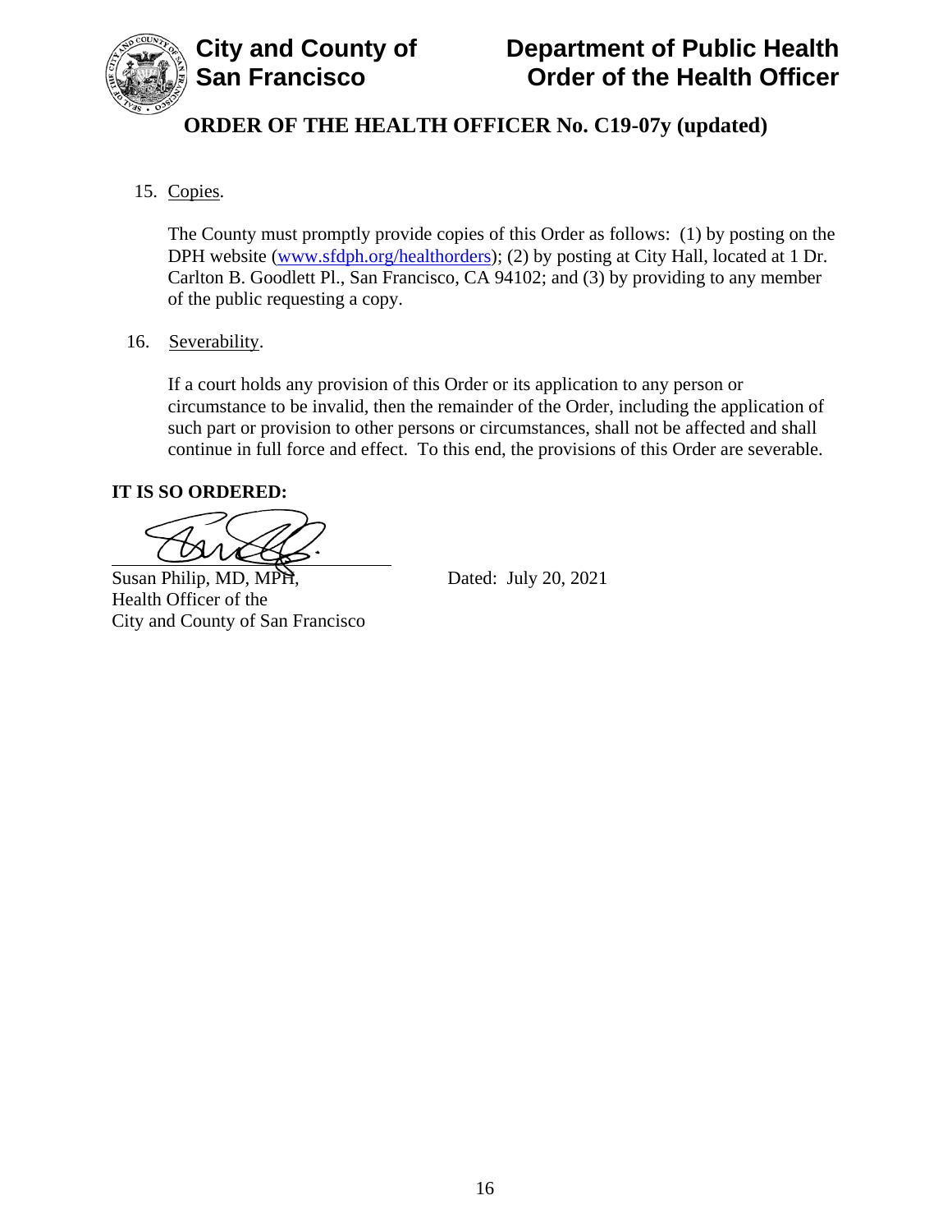15. Copies.

    The County must promptly provide copies of this Order as follows: (1) by posting on the DPH website (www.sfdph.org/healthorders); (2) by posting at City Hall, located at 1 Dr. Carlton B. Goodlett Pl., San Francisco, CA 94102; and (3) by providing to any member of the public requesting a copy.

16. Severability.

    If a court holds any provision of this Order or its application to any person or circumstance to be invalid, then the remainder of the Order, including the application of such part or provision to other persons or circumstances, shall not be affected and shall continue in full force and effect. To this end, the provisions of this Order are severable.

**IT IS SO ORDERED:**

Susan Philip, MD, MPH,
Health Officer of the
City and County of San Francisco

Dated: July 20, 2021